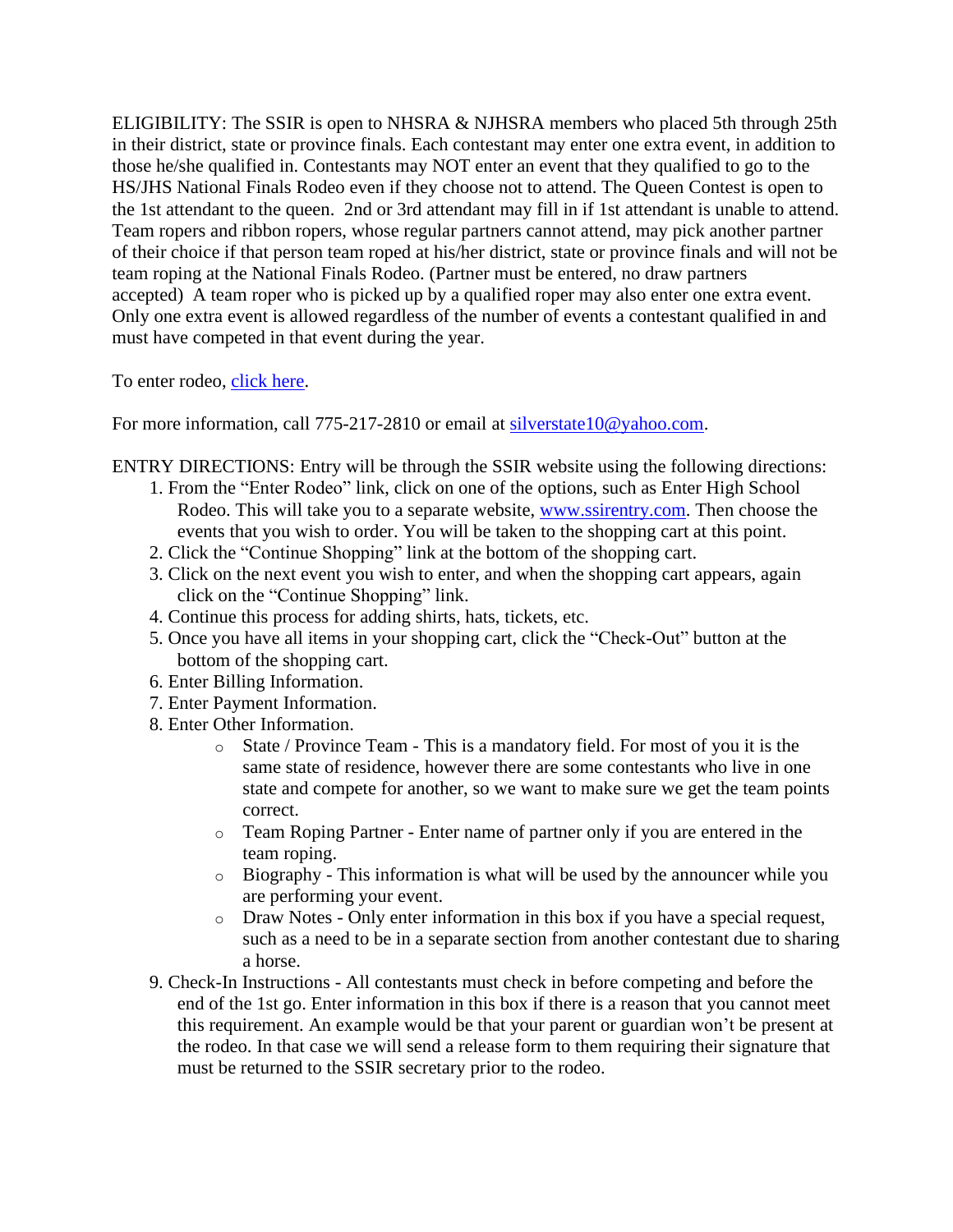ELIGIBILITY: The SSIR is open to NHSRA & NJHSRA members who placed 5th through 25th in their district, state or province finals. Each contestant may enter one extra event, in addition to those he/she qualified in. Contestants may NOT enter an event that they qualified to go to the HS/JHS National Finals Rodeo even if they choose not to attend. The Queen Contest is open to the 1st attendant to the queen. 2nd or 3rd attendant may fill in if 1st attendant is unable to attend. Team ropers and ribbon ropers, whose regular partners cannot attend, may pick another partner of their choice if that person team roped at his/her district, state or province finals and will not be team roping at the National Finals Rodeo. (Partner must be entered, no draw partners accepted) A team roper who is picked up by a qualified roper may also enter one extra event. Only one extra event is allowed regardless of the number of events a contestant qualified in and must have competed in that event during the year.

To enter rodeo, click here.

For more information, call 775-217-2810 or email at silverstate10@yahoo.com.

ENTRY DIRECTIONS: Entry will be through the SSIR website using the following directions:

1. From the "Enter Rodeo" link, click on one of the options, such as Enter High School Rodeo. This will take you to a separate website, www.ssirentry.com. Then choose the events that you wish to order. You will be taken to the shopping cart at this point.
2. Click the "Continue Shopping" link at the bottom of the shopping cart.
3. Click on the next event you wish to enter, and when the shopping cart appears, again click on the "Continue Shopping" link.
4. Continue this process for adding shirts, hats, tickets, etc.
5. Once you have all items in your shopping cart, click the "Check-Out" button at the bottom of the shopping cart.
6. Enter Billing Information.
7. Enter Payment Information.
8. Enter Other Information.
    - State / Province Team - This is a mandatory field. For most of you it is the same state of residence, however there are some contestants who live in one state and compete for another, so we want to make sure we get the team points correct.
    - Team Roping Partner - Enter name of partner only if you are entered in the team roping.
    - Biography - This information is what will be used by the announcer while you are performing your event.
    - Draw Notes - Only enter information in this box if you have a special request, such as a need to be in a separate section from another contestant due to sharing a horse.
9. Check-In Instructions - All contestants must check in before competing and before the end of the 1st go. Enter information in this box if there is a reason that you cannot meet this requirement. An example would be that your parent or guardian won't be present at the rodeo. In that case we will send a release form to them requiring their signature that must be returned to the SSIR secretary prior to the rodeo.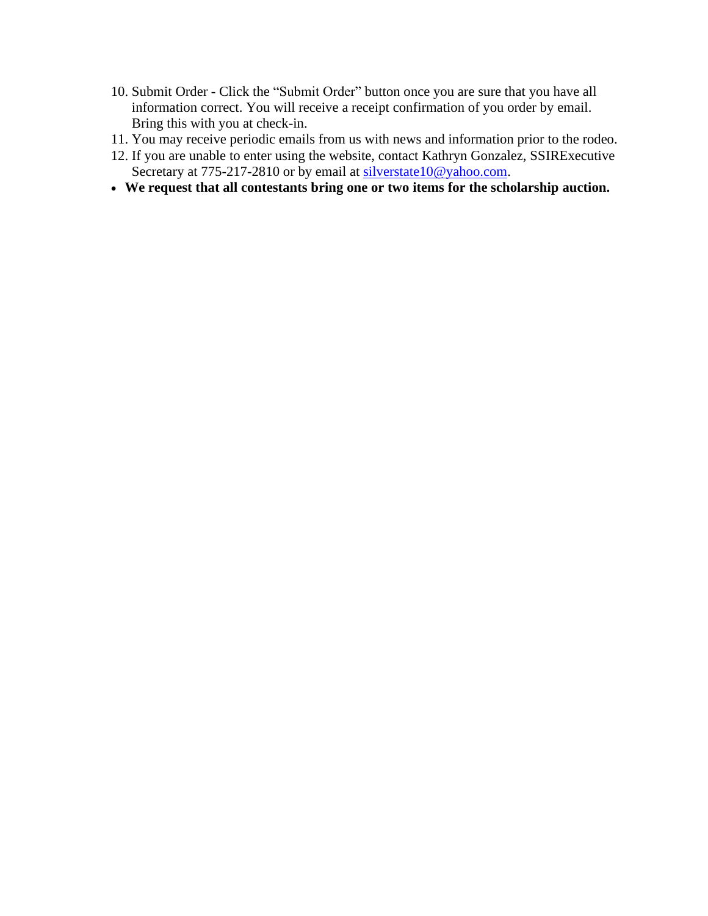10. Submit Order - Click the "Submit Order" button once you are sure that you have all information correct. You will receive a receipt confirmation of you order by email. Bring this with you at check-in.
11. You may receive periodic emails from us with news and information prior to the rodeo.
12. If you are unable to enter using the website, contact Kathryn Gonzalez, SSIRExecutive Secretary at 775-217-2810 or by email at silverstate10@yahoo.com.

- **We request that all contestants bring one or two items for the scholarship auction.**